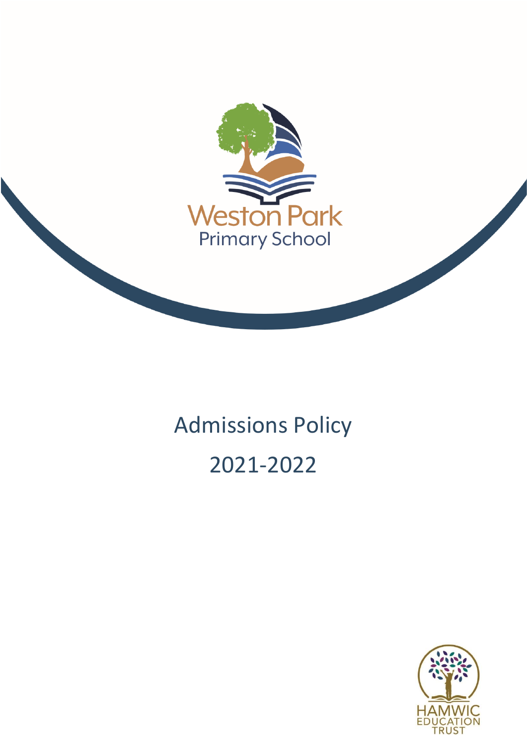Weston Park

Primary School

# Admissions Policy

# 2021-2022

HAMWIC EDUCATION TRUST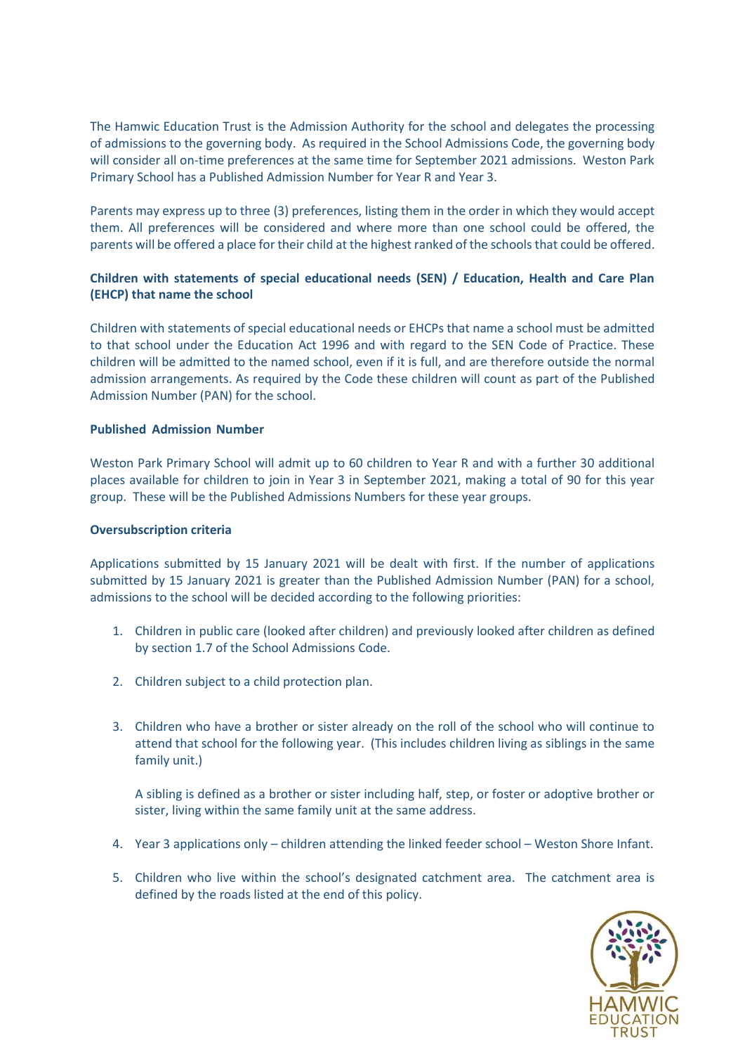The Hamwic Education Trust is the Admission Authority for the school and delegates the processing of admissions to the governing body. As required in the School Admissions Code, the governing body will consider all on-time preferences at the same time for September 2021 admissions. Weston Park Primary School has a Published Admission Number for Year R and Year 3.

Parents may express up to three (3) preferences, listing them in the order in which they would accept them. All preferences will be considered and where more than one school could be offered, the parents will be offered a place for their child at the highest ranked of the schools that could be offered.

**Children with statements of special educational needs (SEN) / Education, Health and Care Plan (EHCP) that name the school**

Children with statements of special educational needs or EHCPs that name a school must be admitted to that school under the Education Act 1996 and with regard to the SEN Code of Practice. These children will be admitted to the named school, even if it is full, and are therefore outside the normal admission arrangements. As required by the Code these children will count as part of the Published Admission Number (PAN) for the school.

**Published Admission Number**

Weston Park Primary School will admit up to 60 children to Year R and with a further 30 additional places available for children to join in Year 3 in September 2021, making a total of 90 for this year group. These will be the Published Admissions Numbers for these year groups.

**Oversubscription criteria**

Applications submitted by 15 January 2021 will be dealt with first. If the number of applications submitted by 15 January 2021 is greater than the Published Admission Number (PAN) for a school, admissions to the school will be decided according to the following priorities:

1. Children in public care (looked after children) and previously looked after children as defined by section 1.7 of the School Admissions Code.

2. Children subject to a child protection plan.

3. Children who have a brother or sister already on the roll of the school who will continue to attend that school for the following year. (This includes children living as siblings in the same family unit.)

   A sibling is defined as a brother or sister including half, step, or foster or adoptive brother or sister, living within the same family unit at the same address.

4. Year 3 applications only – children attending the linked feeder school – Weston Shore Infant.

5. Children who live within the school's designated catchment area. The catchment area is defined by the roads listed at the end of this policy.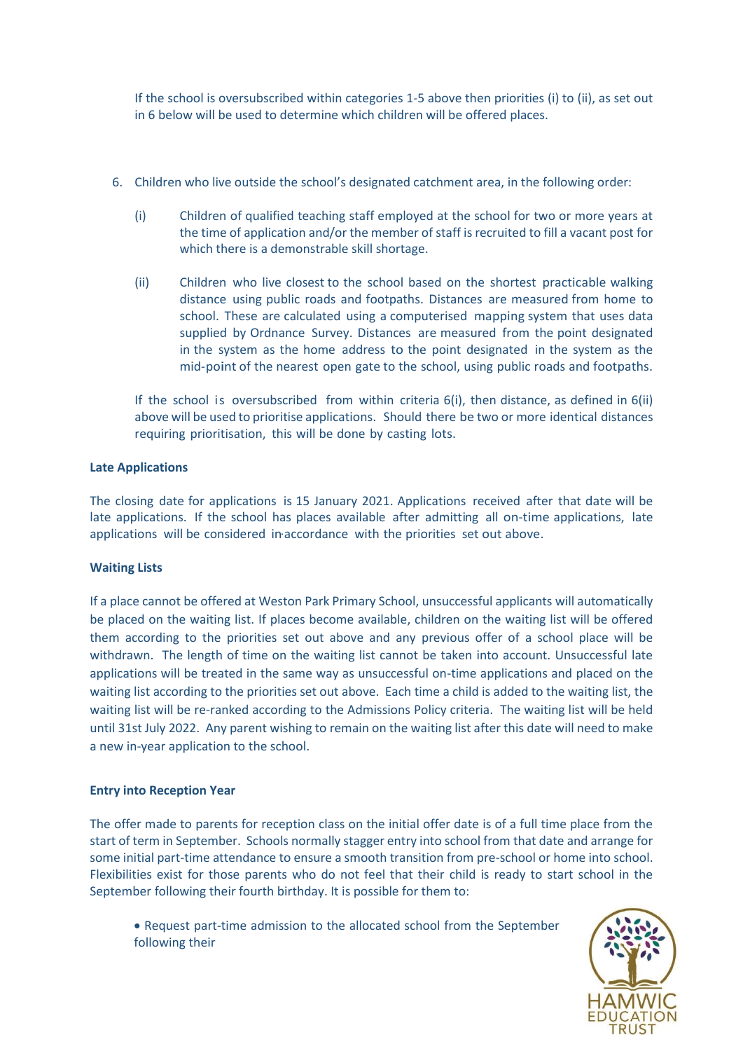If the school is oversubscribed within categories 1-5 above then priorities (i) to (ii), as set out in 6 below will be used to determine which children will be offered places.

6. Children who live outside the school's designated catchment area, in the following order:

   (i) Children of qualified teaching staff employed at the school for two or more years at the time of application and/or the member of staff is recruited to fill a vacant post for which there is a demonstrable skill shortage.

   (ii) Children who live closest to the school based on the shortest practicable walking distance using public roads and footpaths. Distances are measured from home to school. These are calculated using a computerised mapping system that uses data supplied by Ordnance Survey. Distances are measured from the point designated in the system as the home address to the point designated in the system as the mid-point of the nearest open gate to the school, using public roads and footpaths.

   If the school is oversubscribed from within criteria 6(i), then distance, as defined in 6(ii) above will be used to prioritise applications. Should there be two or more identical distances requiring prioritisation, this will be done by casting lots.

**Late Applications**

The closing date for applications is 15 January 2021. Applications received after that date will be late applications. If the school has places available after admitting all on-time applications, late applications will be considered in accordance with the priorities set out above.

**Waiting Lists**

If a place cannot be offered at Weston Park Primary School, unsuccessful applicants will automatically be placed on the waiting list. If places become available, children on the waiting list will be offered them according to the priorities set out above and any previous offer of a school place will be withdrawn. The length of time on the waiting list cannot be taken into account. Unsuccessful late applications will be treated in the same way as unsuccessful on-time applications and placed on the waiting list according to the priorities set out above. Each time a child is added to the waiting list, the waiting list will be re-ranked according to the Admissions Policy criteria. The waiting list will be held until 31st July 2022. Any parent wishing to remain on the waiting list after this date will need to make a new in-year application to the school.

**Entry into Reception Year**

The offer made to parents for reception class on the initial offer date is of a full time place from the start of term in September. Schools normally stagger entry into school from that date and arrange for some initial part-time attendance to ensure a smooth transition from pre-school or home into school. Flexibilities exist for those parents who do not feel that their child is ready to start school in the September following their fourth birthday. It is possible for them to:

- Request part-time admission to the allocated school from the September following their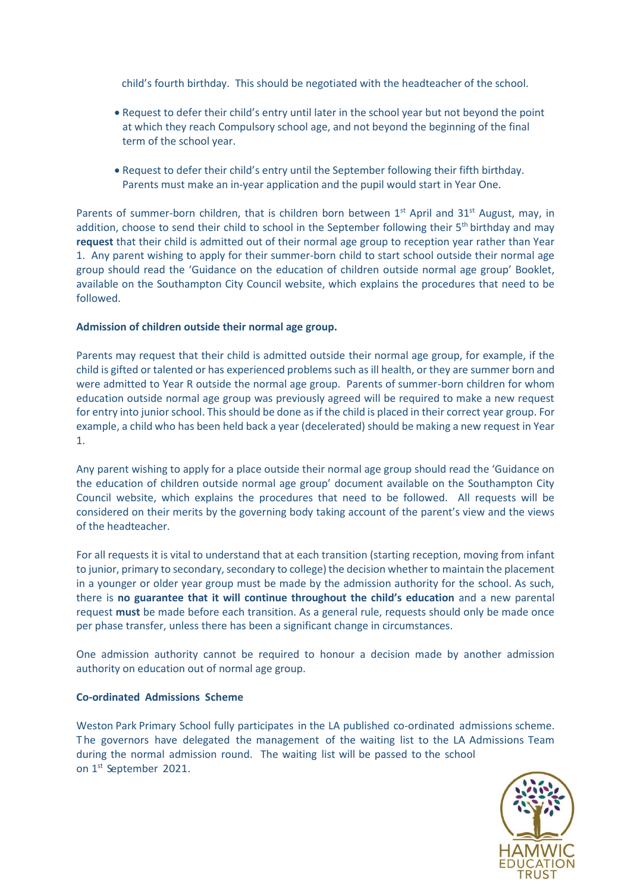child's fourth birthday. This should be negotiated with the headteacher of the school.

- Request to defer their child's entry until later in the school year but not beyond the point at which they reach Compulsory school age, and not beyond the beginning of the final term of the school year.

- Request to defer their child's entry until the September following their fifth birthday. Parents must make an in-year application and the pupil would start in Year One.

Parents of summer-born children, that is children born between 1st April and 31st August, may, in addition, choose to send their child to school in the September following their 5th birthday and may **request** that their child is admitted out of their normal age group to reception year rather than Year 1. Any parent wishing to apply for their summer-born child to start school outside their normal age group should read the 'Guidance on the education of children outside normal age group' Booklet, available on the Southampton City Council website, which explains the procedures that need to be followed.

**Admission of children outside their normal age group.**

Parents may request that their child is admitted outside their normal age group, for example, if the child is gifted or talented or has experienced problems such as ill health, or they are summer born and were admitted to Year R outside the normal age group. Parents of summer-born children for whom education outside normal age group was previously agreed will be required to make a new request for entry into junior school. This should be done as if the child is placed in their correct year group. For example, a child who has been held back a year (decelerated) should be making a new request in Year 1.

Any parent wishing to apply for a place outside their normal age group should read the 'Guidance on the education of children outside normal age group' document available on the Southampton City Council website, which explains the procedures that need to be followed. All requests will be considered on their merits by the governing body taking account of the parent's view and the views of the headteacher.

For all requests it is vital to understand that at each transition (starting reception, moving from infant to junior, primary to secondary, secondary to college) the decision whether to maintain the placement in a younger or older year group must be made by the admission authority for the school. As such, there is **no guarantee that it will continue throughout the child's education** and a new parental request **must** be made before each transition. As a general rule, requests should only be made once per phase transfer, unless there has been a significant change in circumstances.

One admission authority cannot be required to honour a decision made by another admission authority on education out of normal age group.

**Co-ordinated Admissions Scheme**

Weston Park Primary School fully participates in the LA published co-ordinated admissions scheme. The governors have delegated the management of the waiting list to the LA Admissions Team during the normal admission round. The waiting list will be passed to the school on 1st September 2021.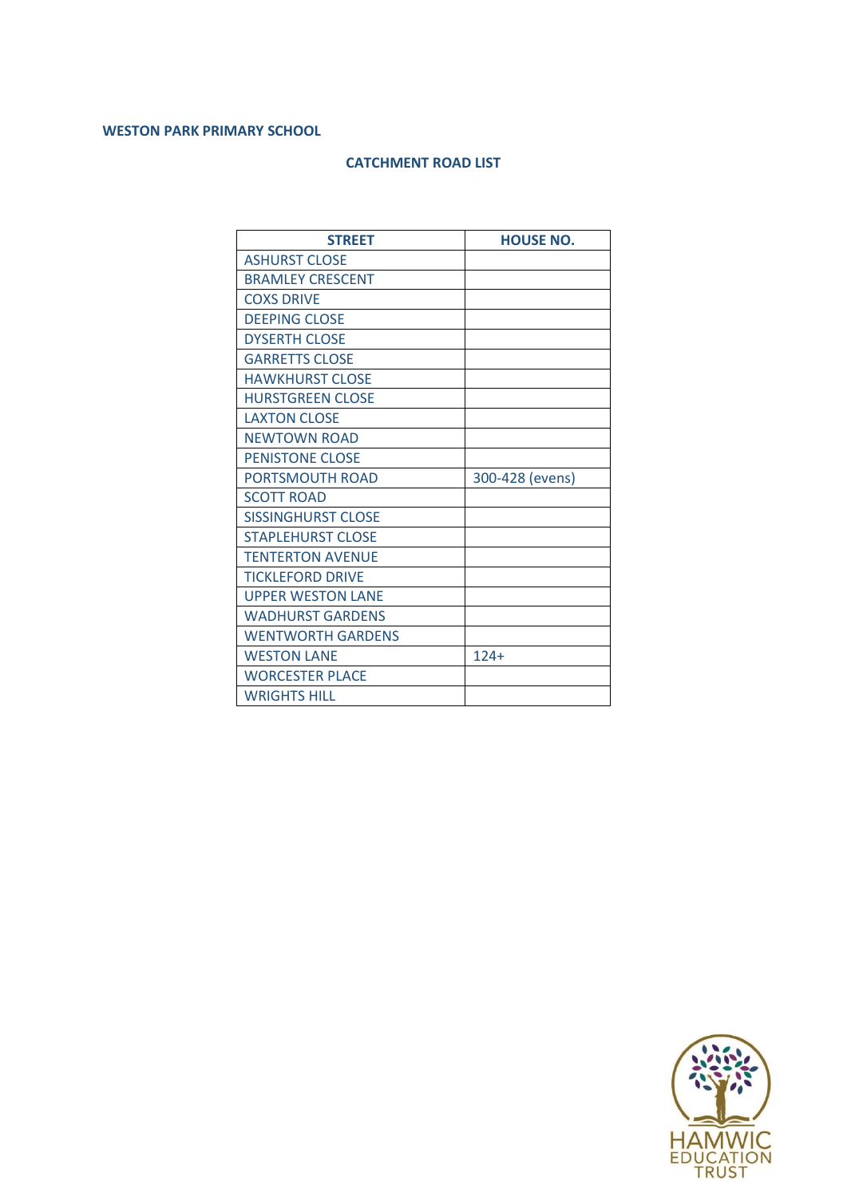**WESTON PARK PRIMARY SCHOOL**

**CATCHMENT ROAD LIST**

| STREET | HOUSE NO. |
|---|---|
| ASHURST CLOSE | |
| BRAMLEY CRESCENT | |
| COXS DRIVE | |
| DEEPING CLOSE | |
| DYSERTH CLOSE | |
| GARRETTS CLOSE | |
| HAWKHURST CLOSE | |
| HURSTGREEN CLOSE | |
| LAXTON CLOSE | |
| NEWTOWN ROAD | |
| PENISTONE CLOSE | |
| PORTSMOUTH ROAD | 300-428 (evens) |
| SCOTT ROAD | |
| SISSINGHURST CLOSE | |
| STAPLEHURST CLOSE | |
| TENTERTON AVENUE | |
| TICKLEFORD DRIVE | |
| UPPER WESTON LANE | |
| WADHURST GARDENS | |
| WENTWORTH GARDENS | |
| WESTON LANE | 124+ |
| WORCESTER PLACE | |
| WRIGHTS HILL | |

HAMWIC EDUCATION TRUST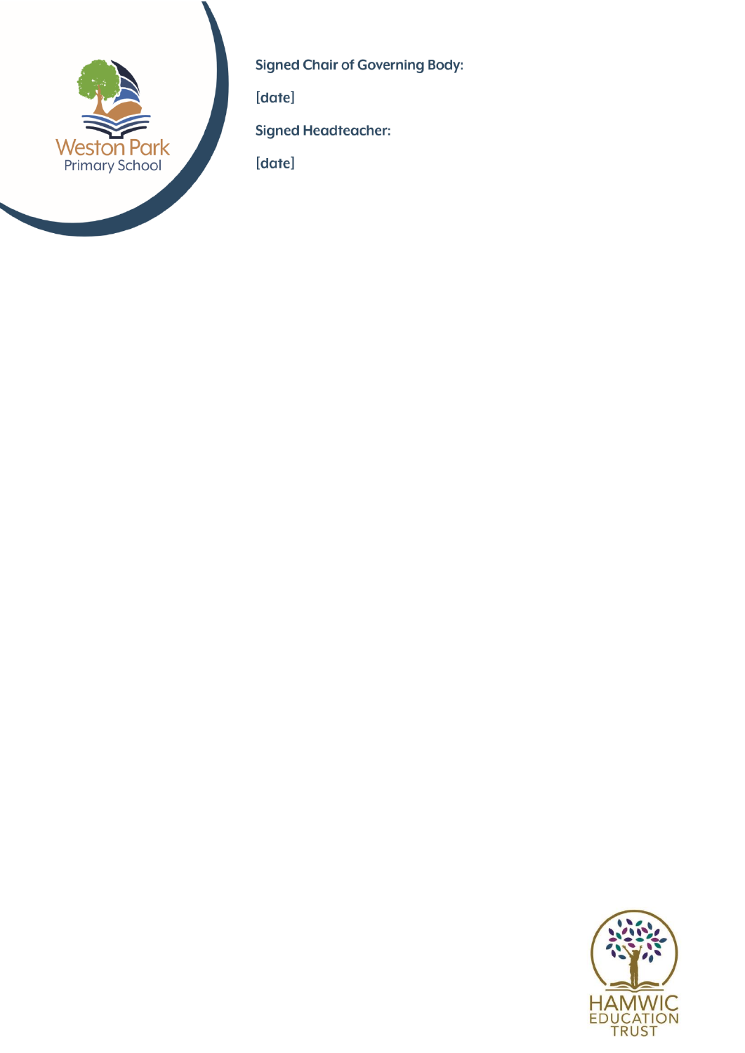**Signed Chair of Governing Body:**

**[date]**

**Signed Headteacher:**

**[date]**